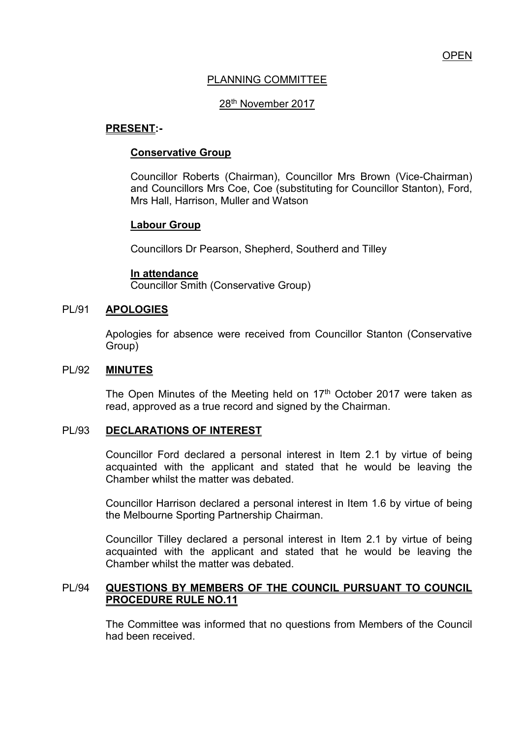OPEN

# PLANNING COMMITTEE

28th November 2017

**PRESENT:-**

**Conservative Group**

Councillor Roberts (Chairman), Councillor Mrs Brown (Vice-Chairman) and Councillors Mrs Coe, Coe (substituting for Councillor Stanton), Ford, Mrs Hall, Harrison, Muller and Watson

**Labour Group**

Councillors Dr Pearson, Shepherd, Southerd and Tilley

**In attendance**
Councillor Smith (Conservative Group)

## PL/91 APOLOGIES

Apologies for absence were received from Councillor Stanton (Conservative Group)

## PL/92 MINUTES

The Open Minutes of the Meeting held on 17th October 2017 were taken as read, approved as a true record and signed by the Chairman.

## PL/93 DECLARATIONS OF INTEREST

Councillor Ford declared a personal interest in Item 2.1 by virtue of being acquainted with the applicant and stated that he would be leaving the Chamber whilst the matter was debated.

Councillor Harrison declared a personal interest in Item 1.6 by virtue of being the Melbourne Sporting Partnership Chairman.

Councillor Tilley declared a personal interest in Item 2.1 by virtue of being acquainted with the applicant and stated that he would be leaving the Chamber whilst the matter was debated.

## PL/94 QUESTIONS BY MEMBERS OF THE COUNCIL PURSUANT TO COUNCIL PROCEDURE RULE NO.11

The Committee was informed that no questions from Members of the Council had been received.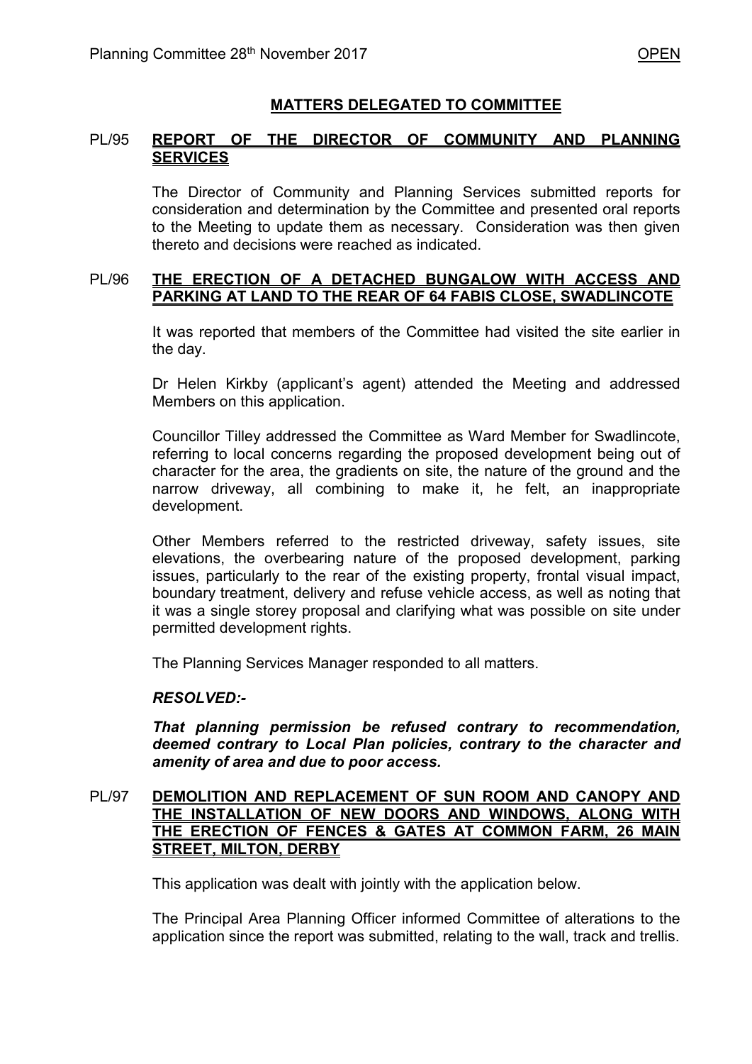## MATTERS DELEGATED TO COMMITTEE

**PL/95 REPORT OF THE DIRECTOR OF COMMUNITY AND PLANNING SERVICES**

The Director of Community and Planning Services submitted reports for consideration and determination by the Committee and presented oral reports to the Meeting to update them as necessary. Consideration was then given thereto and decisions were reached as indicated.

**PL/96 THE ERECTION OF A DETACHED BUNGALOW WITH ACCESS AND PARKING AT LAND TO THE REAR OF 64 FABIS CLOSE, SWADLINCOTE**

It was reported that members of the Committee had visited the site earlier in the day.

Dr Helen Kirkby (applicant's agent) attended the Meeting and addressed Members on this application.

Councillor Tilley addressed the Committee as Ward Member for Swadlincote, referring to local concerns regarding the proposed development being out of character for the area, the gradients on site, the nature of the ground and the narrow driveway, all combining to make it, he felt, an inappropriate development.

Other Members referred to the restricted driveway, safety issues, site elevations, the overbearing nature of the proposed development, parking issues, particularly to the rear of the existing property, frontal visual impact, boundary treatment, delivery and refuse vehicle access, as well as noting that it was a single storey proposal and clarifying what was possible on site under permitted development rights.

The Planning Services Manager responded to all matters.

***RESOLVED:-***

***That planning permission be refused contrary to recommendation, deemed contrary to Local Plan policies, contrary to the character and amenity of area and due to poor access.***

**PL/97 DEMOLITION AND REPLACEMENT OF SUN ROOM AND CANOPY AND THE INSTALLATION OF NEW DOORS AND WINDOWS, ALONG WITH THE ERECTION OF FENCES & GATES AT COMMON FARM, 26 MAIN STREET, MILTON, DERBY**

This application was dealt with jointly with the application below.

The Principal Area Planning Officer informed Committee of alterations to the application since the report was submitted, relating to the wall, track and trellis.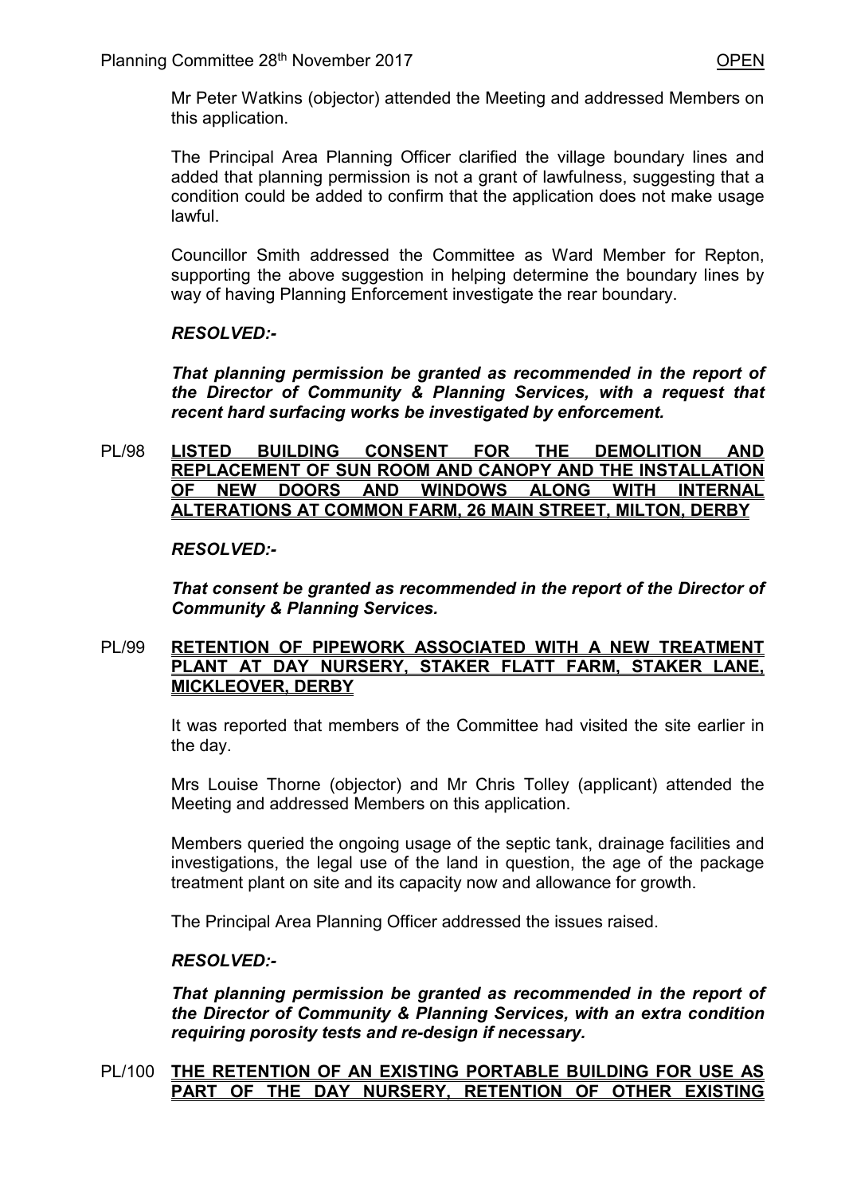Mr Peter Watkins (objector) attended the Meeting and addressed Members on this application.

The Principal Area Planning Officer clarified the village boundary lines and added that planning permission is not a grant of lawfulness, suggesting that a condition could be added to confirm that the application does not make usage lawful.

Councillor Smith addressed the Committee as Ward Member for Repton, supporting the above suggestion in helping determine the boundary lines by way of having Planning Enforcement investigate the rear boundary.

***RESOLVED:-***

***That planning permission be granted as recommended in the report of the Director of Community & Planning Services, with a request that recent hard surfacing works be investigated by enforcement.***

**PL/98 LISTED BUILDING CONSENT FOR THE DEMOLITION AND REPLACEMENT OF SUN ROOM AND CANOPY AND THE INSTALLATION OF NEW DOORS AND WINDOWS ALONG WITH INTERNAL ALTERATIONS AT COMMON FARM, 26 MAIN STREET, MILTON, DERBY**

***RESOLVED:-***

***That consent be granted as recommended in the report of the Director of Community & Planning Services.***

**PL/99 RETENTION OF PIPEWORK ASSOCIATED WITH A NEW TREATMENT PLANT AT DAY NURSERY, STAKER FLATT FARM, STAKER LANE, MICKLEOVER, DERBY**

It was reported that members of the Committee had visited the site earlier in the day.

Mrs Louise Thorne (objector) and Mr Chris Tolley (applicant) attended the Meeting and addressed Members on this application.

Members queried the ongoing usage of the septic tank, drainage facilities and investigations, the legal use of the land in question, the age of the package treatment plant on site and its capacity now and allowance for growth.

The Principal Area Planning Officer addressed the issues raised.

***RESOLVED:-***

***That planning permission be granted as recommended in the report of the Director of Community & Planning Services, with an extra condition requiring porosity tests and re-design if necessary.***

**PL/100 THE RETENTION OF AN EXISTING PORTABLE BUILDING FOR USE AS PART OF THE DAY NURSERY, RETENTION OF OTHER EXISTING**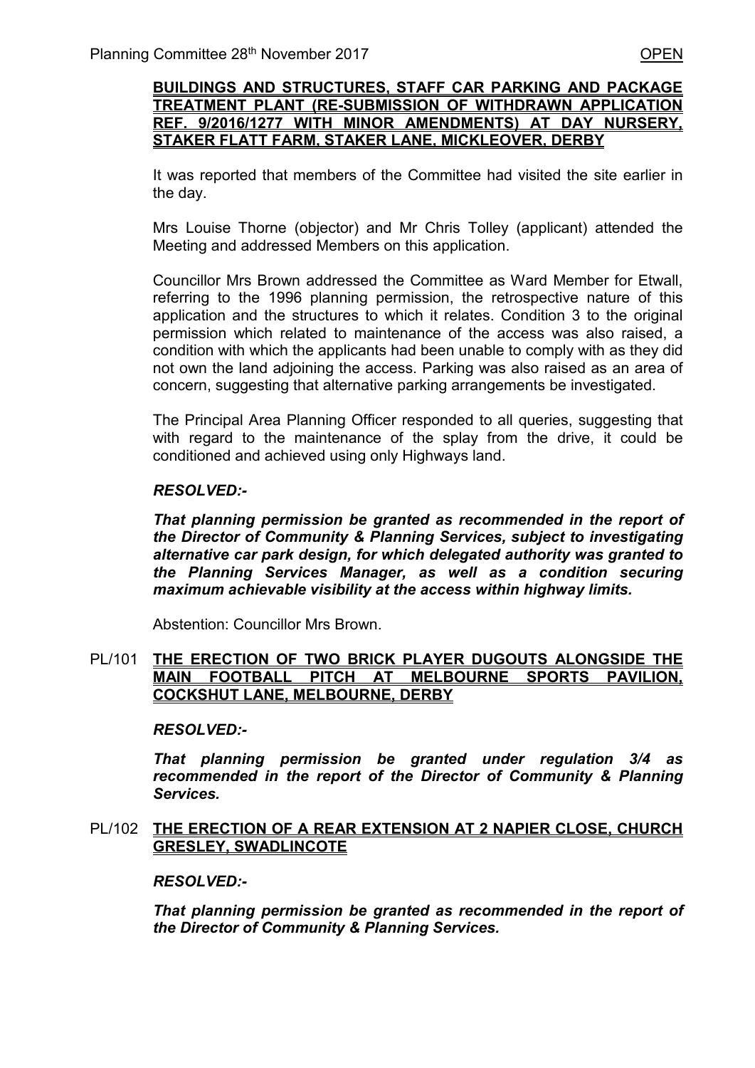**BUILDINGS AND STRUCTURES, STAFF CAR PARKING AND PACKAGE TREATMENT PLANT (RE-SUBMISSION OF WITHDRAWN APPLICATION REF. 9/2016/1277 WITH MINOR AMENDMENTS) AT DAY NURSERY, STAKER FLATT FARM, STAKER LANE, MICKLEOVER, DERBY**

It was reported that members of the Committee had visited the site earlier in the day.

Mrs Louise Thorne (objector) and Mr Chris Tolley (applicant) attended the Meeting and addressed Members on this application.

Councillor Mrs Brown addressed the Committee as Ward Member for Etwall, referring to the 1996 planning permission, the retrospective nature of this application and the structures to which it relates. Condition 3 to the original permission which related to maintenance of the access was also raised, a condition with which the applicants had been unable to comply with as they did not own the land adjoining the access. Parking was also raised as an area of concern, suggesting that alternative parking arrangements be investigated.

The Principal Area Planning Officer responded to all queries, suggesting that with regard to the maintenance of the splay from the drive, it could be conditioned and achieved using only Highways land.

***RESOLVED:-***

***That planning permission be granted as recommended in the report of the Director of Community & Planning Services, subject to investigating alternative car park design, for which delegated authority was granted to the Planning Services Manager, as well as a condition securing maximum achievable visibility at the access within highway limits.***

Abstention: Councillor Mrs Brown.

PL/101 **THE ERECTION OF TWO BRICK PLAYER DUGOUTS ALONGSIDE THE MAIN FOOTBALL PITCH AT MELBOURNE SPORTS PAVILION, COCKSHUT LANE, MELBOURNE, DERBY**

***RESOLVED:-***

***That planning permission be granted under regulation 3/4 as recommended in the report of the Director of Community & Planning Services.***

PL/102 **THE ERECTION OF A REAR EXTENSION AT 2 NAPIER CLOSE, CHURCH GRESLEY, SWADLINCOTE**

***RESOLVED:-***

***That planning permission be granted as recommended in the report of the Director of Community & Planning Services.***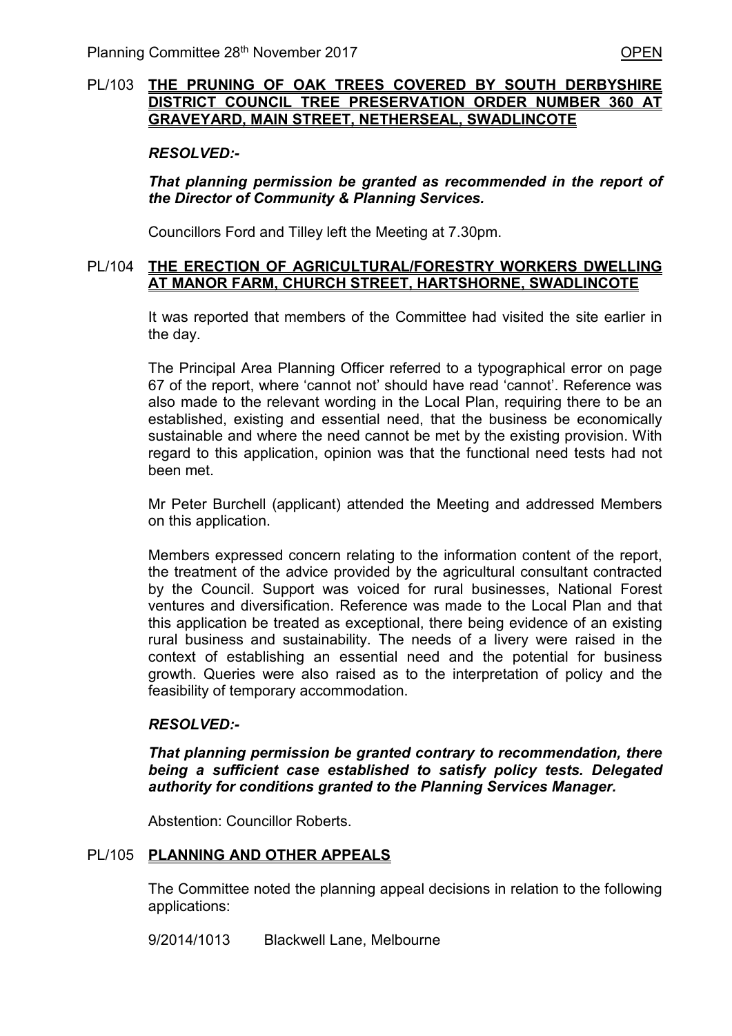## PL/103 THE PRUNING OF OAK TREES COVERED BY SOUTH DERBYSHIRE DISTRICT COUNCIL TREE PRESERVATION ORDER NUMBER 360 AT GRAVEYARD, MAIN STREET, NETHERSEAL, SWADLINCOTE

***RESOLVED:-***

***That planning permission be granted as recommended in the report of the Director of Community & Planning Services.***

Councillors Ford and Tilley left the Meeting at 7.30pm.

## PL/104 THE ERECTION OF AGRICULTURAL/FORESTRY WORKERS DWELLING AT MANOR FARM, CHURCH STREET, HARTSHORNE, SWADLINCOTE

It was reported that members of the Committee had visited the site earlier in the day.

The Principal Area Planning Officer referred to a typographical error on page 67 of the report, where 'cannot not' should have read 'cannot'. Reference was also made to the relevant wording in the Local Plan, requiring there to be an established, existing and essential need, that the business be economically sustainable and where the need cannot be met by the existing provision. With regard to this application, opinion was that the functional need tests had not been met.

Mr Peter Burchell (applicant) attended the Meeting and addressed Members on this application.

Members expressed concern relating to the information content of the report, the treatment of the advice provided by the agricultural consultant contracted by the Council. Support was voiced for rural businesses, National Forest ventures and diversification. Reference was made to the Local Plan and that this application be treated as exceptional, there being evidence of an existing rural business and sustainability. The needs of a livery were raised in the context of establishing an essential need and the potential for business growth. Queries were also raised as to the interpretation of policy and the feasibility of temporary accommodation.

***RESOLVED:-***

***That planning permission be granted contrary to recommendation, there being a sufficient case established to satisfy policy tests. Delegated authority for conditions granted to the Planning Services Manager.***

Abstention: Councillor Roberts.

## PL/105 PLANNING AND OTHER APPEALS

The Committee noted the planning appeal decisions in relation to the following applications:

9/2014/1013 Blackwell Lane, Melbourne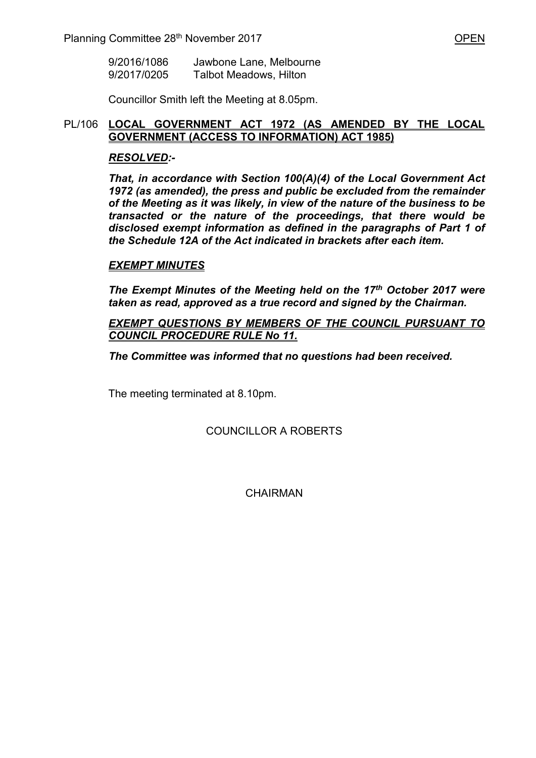| | |
|---|---|
| 9/2016/1086 | Jawbone Lane, Melbourne |
| 9/2017/0205 | Talbot Meadows, Hilton |

Councillor Smith left the Meeting at 8.05pm.

## PL/106 LOCAL GOVERNMENT ACT 1972 (AS AMENDED BY THE LOCAL GOVERNMENT (ACCESS TO INFORMATION) ACT 1985)

***RESOLVED:-***

***That, in accordance with Section 100(A)(4) of the Local Government Act 1972 (as amended), the press and public be excluded from the remainder of the Meeting as it was likely, in view of the nature of the business to be transacted or the nature of the proceedings, that there would be disclosed exempt information as defined in the paragraphs of Part 1 of the Schedule 12A of the Act indicated in brackets after each item.***

***EXEMPT MINUTES***

***The Exempt Minutes of the Meeting held on the 17th October 2017 were taken as read, approved as a true record and signed by the Chairman.***

***EXEMPT QUESTIONS BY MEMBERS OF THE COUNCIL PURSUANT TO COUNCIL PROCEDURE RULE No 11.***

***The Committee was informed that no questions had been received.***

The meeting terminated at 8.10pm.

COUNCILLOR A ROBERTS

CHAIRMAN